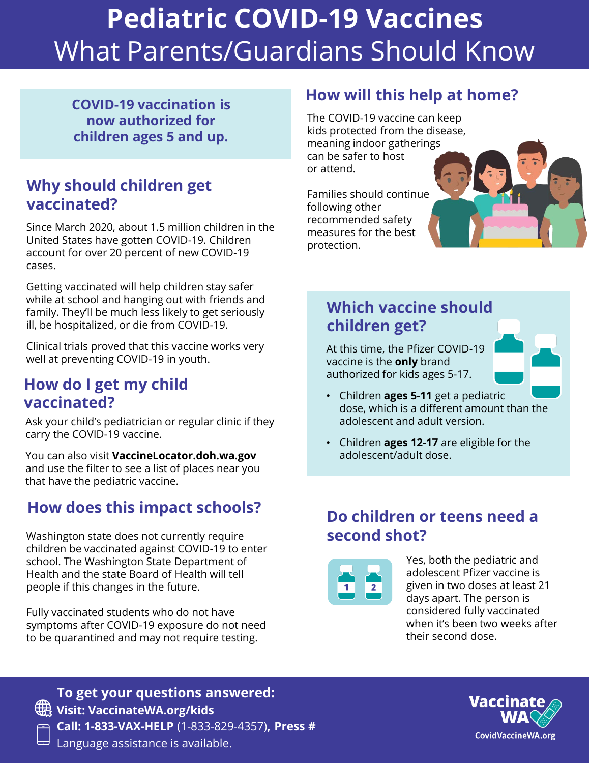# Pediatric COVID-19 Vaccines

## What Parents/Guardians Should Know

**COVID-19 vaccination is now authorized for children ages 5 and up.**

## Why should children get vaccinated?

Since March 2020, about 1.5 million children in the United States have gotten COVID-19. Children account for over 20 percent of new COVID-19 cases.

Getting vaccinated will help children stay safer while at school and hanging out with friends and family. They'll be much less likely to get seriously ill, be hospitalized, or die from COVID-19.

Clinical trials proved that this vaccine works very well at preventing COVID-19 in youth.

## How do I get my child vaccinated?

Ask your child's pediatrician or regular clinic if they carry the COVID-19 vaccine.

You can also visit **VaccineLocator.doh.wa.gov** and use the filter to see a list of places near you that have the pediatric vaccine.

## How does this impact schools?

Washington state does not currently require children be vaccinated against COVID-19 to enter school. The Washington State Department of Health and the state Board of Health will tell people if this changes in the future.

Fully vaccinated students who do not have symptoms after COVID-19 exposure do not need to be quarantined and may not require testing.

## How will this help at home?

The COVID-19 vaccine can keep kids protected from the disease, meaning indoor gatherings can be safer to host or attend.

Families should continue following other recommended safety measures for the best protection.

## Which vaccine should children get?

At this time, the Pfizer COVID-19 vaccine is the **only** brand authorized for kids ages 5-17.

- Children **ages 5-11** get a pediatric dose, which is a different amount than the adolescent and adult version.
- Children **ages 12-17** are eligible for the adolescent/adult dose.

## Do children or teens need a second shot?

Yes, both the pediatric and adolescent Pfizer vaccine is given in two doses at least 21 days apart. The person is considered fully vaccinated when it's been two weeks after their second dose.

**To get your questions answered:**

**Visit: VaccinateWA.org/kids**

**Call: 1-833-VAX-HELP** (1-833-829-4357), **Press #**

Language assistance is available.

Vaccinate WA

CovidVaccineWA.org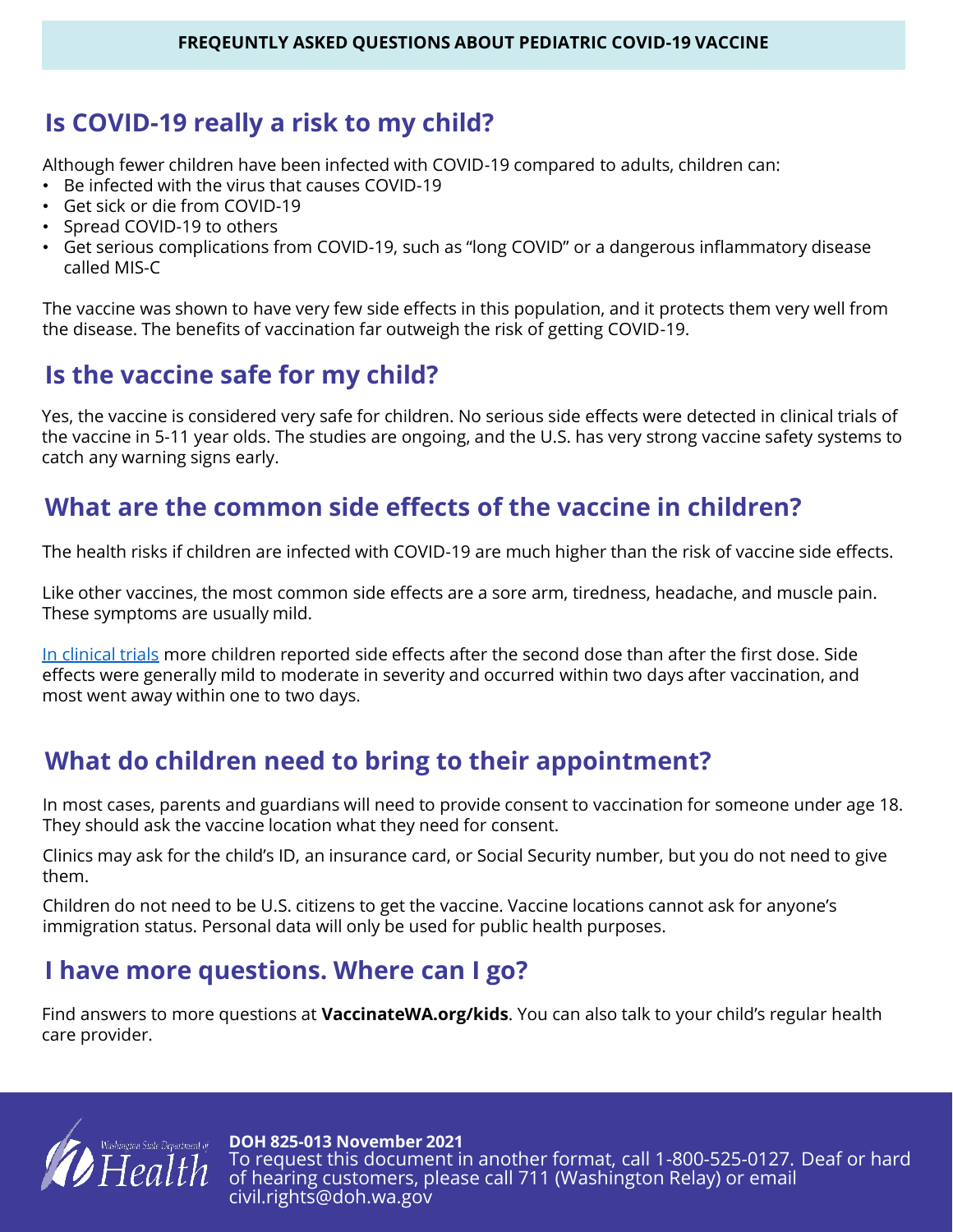**FREQEUNTLY ASKED QUESTIONS ABOUT PEDIATRIC COVID-19 VACCINE**

## Is COVID-19 really a risk to my child?

Although fewer children have been infected with COVID-19 compared to adults, children can:

- Be infected with the virus that causes COVID-19
- Get sick or die from COVID-19
- Spread COVID-19 to others
- Get serious complications from COVID-19, such as "long COVID" or a dangerous inflammatory disease called MIS-C

The vaccine was shown to have very few side effects in this population, and it protects them very well from the disease. The benefits of vaccination far outweigh the risk of getting COVID-19.

## Is the vaccine safe for my child?

Yes, the vaccine is considered very safe for children. No serious side effects were detected in clinical trials of the vaccine in 5-11 year olds. The studies are ongoing, and the U.S. has very strong vaccine safety systems to catch any warning signs early.

## What are the common side effects of the vaccine in children?

The health risks if children are infected with COVID-19 are much higher than the risk of vaccine side effects.

Like other vaccines, the most common side effects are a sore arm, tiredness, headache, and muscle pain. These symptoms are usually mild.

In clinical trials more children reported side effects after the second dose than after the first dose. Side effects were generally mild to moderate in severity and occurred within two days after vaccination, and most went away within one to two days.

## What do children need to bring to their appointment?

In most cases, parents and guardians will need to provide consent to vaccination for someone under age 18. They should ask the vaccine location what they need for consent.

Clinics may ask for the child's ID, an insurance card, or Social Security number, but you do not need to give them.

Children do not need to be U.S. citizens to get the vaccine. Vaccine locations cannot ask for anyone's immigration status. Personal data will only be used for public health purposes.

## I have more questions. Where can I go?

Find answers to more questions at **VaccinateWA.org/kids**. You can also talk to your child's regular health care provider.

Washington State Department of Health

**DOH 825-013 November 2021**
To request this document in another format, call 1-800-525-0127. Deaf or hard of hearing customers, please call 711 (Washington Relay) or email civil.rights@doh.wa.gov